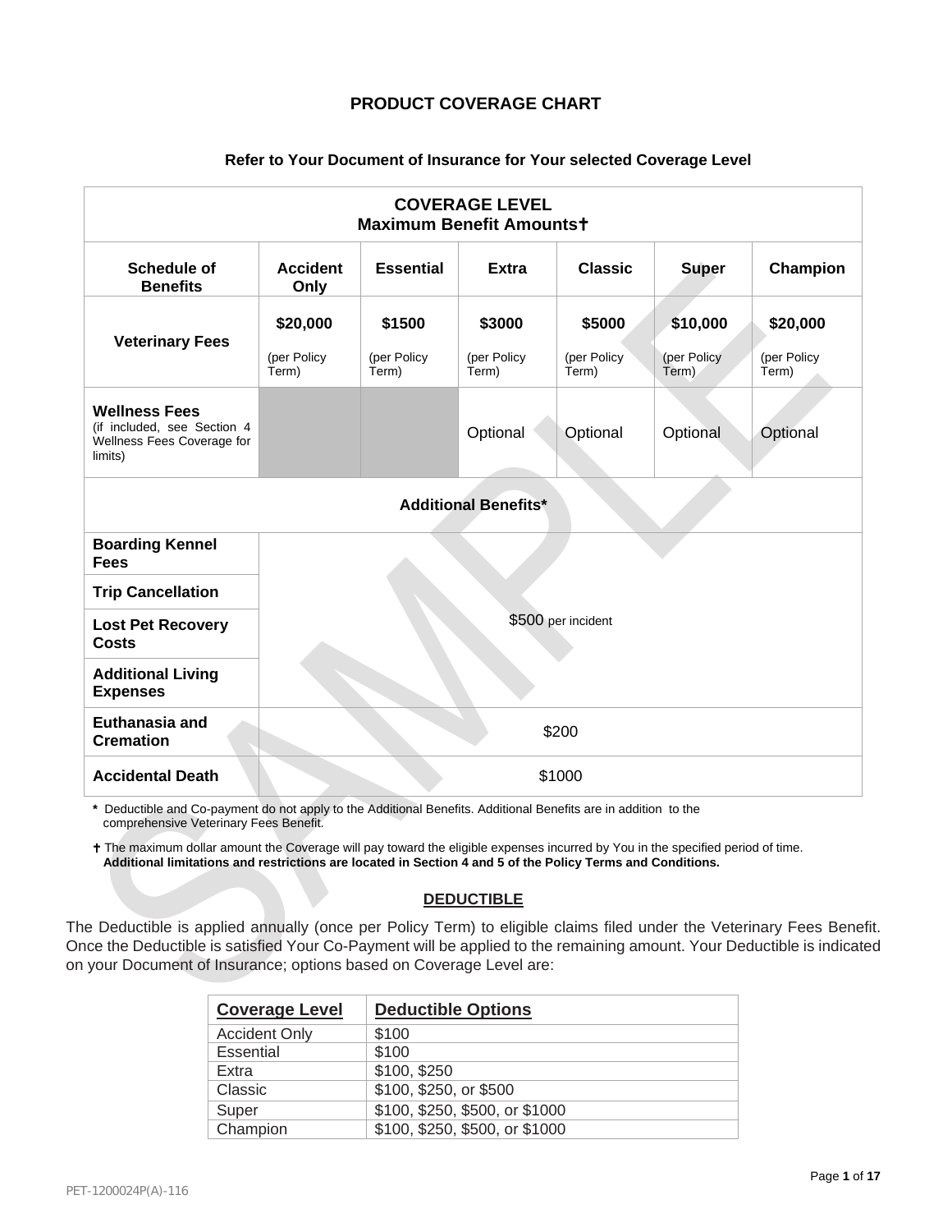# PRODUCT COVERAGE CHART

**Refer to Your Document of Insurance for Your selected Coverage Level**

| **COVERAGE LEVEL Maximum Benefit Amounts✝** | | | | | | |
|---|---|---|---|---|---|---|
| **Schedule of Benefits** | **Accident Only** | **Essential** | **Extra** | **Classic** | **Super** | **Champion** |
| **Veterinary Fees** | **$20,000** (per Policy Term) | **$1500** (per Policy Term) | **$3000** (per Policy Term) | **$5000** (per Policy Term) | **$10,000** (per Policy Term) | **$20,000** (per Policy Term) |
| **Wellness Fees** (if included, see Section 4 Wellness Fees Coverage for limits) | | | Optional | Optional | Optional | Optional |
| **Additional Benefits*** | | | | | | |
| **Boarding Kennel Fees** | $500 per incident | | | | | |
| **Trip Cancellation** | $500 per incident | | | | | |
| **Lost Pet Recovery Costs** | $500 per incident | | | | | |
| **Additional Living Expenses** | $500 per incident | | | | | |
| **Euthanasia and Cremation** | $200 | | | | | |
| **Accidental Death** | $1000 | | | | | |

\* Deductible and Co-payment do not apply to the Additional Benefits. Additional Benefits are in addition to the comprehensive Veterinary Fees Benefit.

✝ The maximum dollar amount the Coverage will pay toward the eligible expenses incurred by You in the specified period of time. **Additional limitations and restrictions are located in Section 4 and 5 of the Policy Terms and Conditions.**

## DEDUCTIBLE

The Deductible is applied annually (once per Policy Term) to eligible claims filed under the Veterinary Fees Benefit. Once the Deductible is satisfied Your Co-Payment will be applied to the remaining amount. Your Deductible is indicated on your Document of Insurance; options based on Coverage Level are:

| Coverage Level | Deductible Options |
|---|---|
| Accident Only | $100 |
| Essential | $100 |
| Extra | $100, $250 |
| Classic | $100, $250, or $500 |
| Super | $100, $250, $500, or $1000 |
| Champion | $100, $250, $500, or $1000 |

PET-1200024P(A)-116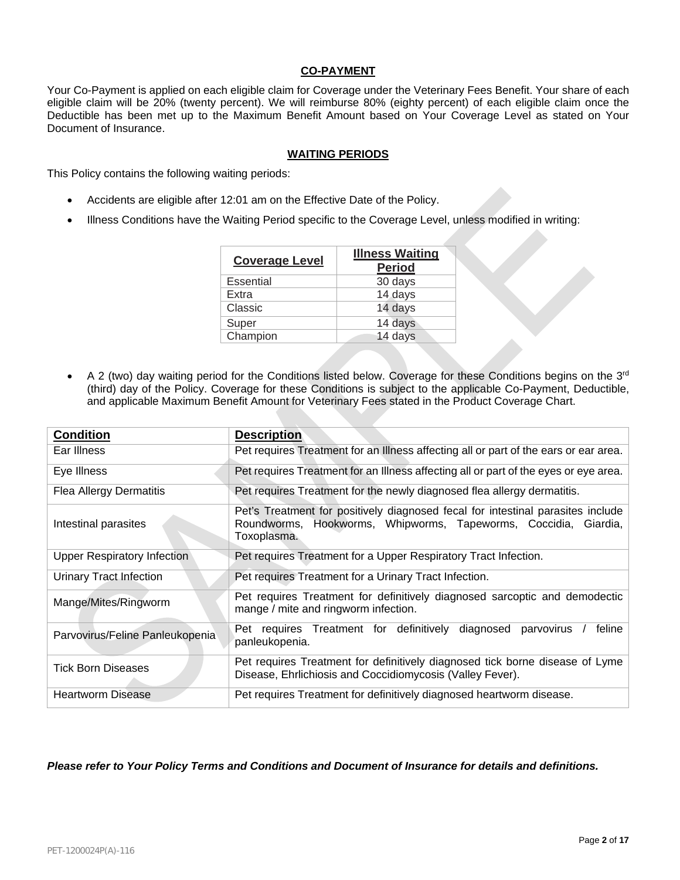## CO-PAYMENT

Your Co-Payment is applied on each eligible claim for Coverage under the Veterinary Fees Benefit. Your share of each eligible claim will be 20% (twenty percent). We will reimburse 80% (eighty percent) of each eligible claim once the Deductible has been met up to the Maximum Benefit Amount based on Your Coverage Level as stated on Your Document of Insurance.

## WAITING PERIODS

This Policy contains the following waiting periods:

- Accidents are eligible after 12:01 am on the Effective Date of the Policy.
- Illness Conditions have the Waiting Period specific to the Coverage Level, unless modified in writing:

| Coverage Level | Illness Waiting Period |
|---|---|
| Essential | 30 days |
| Extra | 14 days |
| Classic | 14 days |
| Super | 14 days |
| Champion | 14 days |

- A 2 (two) day waiting period for the Conditions listed below. Coverage for these Conditions begins on the 3rd (third) day of the Policy. Coverage for these Conditions is subject to the applicable Co-Payment, Deductible, and applicable Maximum Benefit Amount for Veterinary Fees stated in the Product Coverage Chart.

| Condition | Description |
|---|---|
| Ear Illness | Pet requires Treatment for an Illness affecting all or part of the ears or ear area. |
| Eye Illness | Pet requires Treatment for an Illness affecting all or part of the eyes or eye area. |
| Flea Allergy Dermatitis | Pet requires Treatment for the newly diagnosed flea allergy dermatitis. |
| Intestinal parasites | Pet's Treatment for positively diagnosed fecal for intestinal parasites include Roundworms, Hookworms, Whipworms, Tapeworms, Coccidia, Giardia, Toxoplasma. |
| Upper Respiratory Infection | Pet requires Treatment for a Upper Respiratory Tract Infection. |
| Urinary Tract Infection | Pet requires Treatment for a Urinary Tract Infection. |
| Mange/Mites/Ringworm | Pet requires Treatment for definitively diagnosed sarcoptic and demodectic mange / mite and ringworm infection. |
| Parvovirus/Feline Panleukopenia | Pet requires Treatment for definitively diagnosed parvovirus / feline panleukopenia. |
| Tick Born Diseases | Pet requires Treatment for definitively diagnosed tick borne disease of Lyme Disease, Ehrlichiosis and Coccidiomycosis (Valley Fever). |
| Heartworm Disease | Pet requires Treatment for definitively diagnosed heartworm disease. |

***Please refer to Your Policy Terms and Conditions and Document of Insurance for details and definitions.***

PET-1200024P(A)-116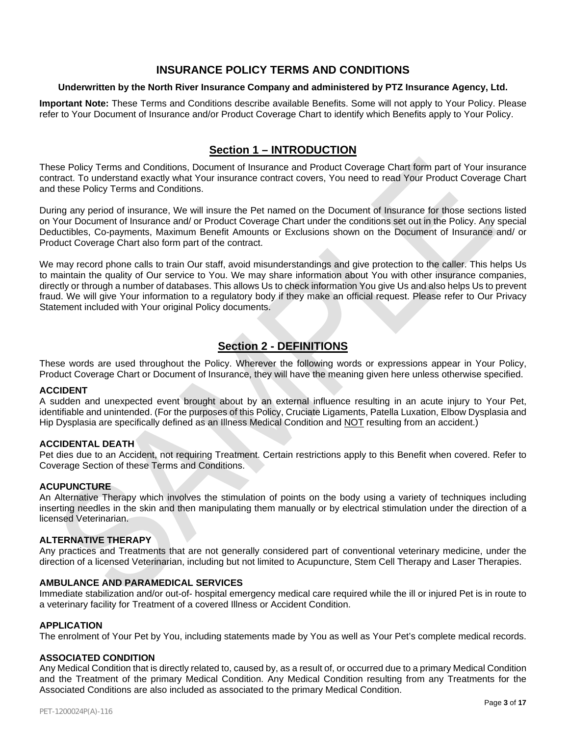# INSURANCE POLICY TERMS AND CONDITIONS

**Underwritten by the North River Insurance Company and administered by PTZ Insurance Agency, Ltd.**

**Important Note:** These Terms and Conditions describe available Benefits. Some will not apply to Your Policy. Please refer to Your Document of Insurance and/or Product Coverage Chart to identify which Benefits apply to Your Policy.

## Section 1 – INTRODUCTION

These Policy Terms and Conditions, Document of Insurance and Product Coverage Chart form part of Your insurance contract. To understand exactly what Your insurance contract covers, You need to read Your Product Coverage Chart and these Policy Terms and Conditions.

During any period of insurance, We will insure the Pet named on the Document of Insurance for those sections listed on Your Document of Insurance and/ or Product Coverage Chart under the conditions set out in the Policy. Any special Deductibles, Co-payments, Maximum Benefit Amounts or Exclusions shown on the Document of Insurance and/ or Product Coverage Chart also form part of the contract.

We may record phone calls to train Our staff, avoid misunderstandings and give protection to the caller. This helps Us to maintain the quality of Our service to You. We may share information about You with other insurance companies, directly or through a number of databases. This allows Us to check information You give Us and also helps Us to prevent fraud. We will give Your information to a regulatory body if they make an official request. Please refer to Our Privacy Statement included with Your original Policy documents.

## Section 2 - DEFINITIONS

These words are used throughout the Policy. Wherever the following words or expressions appear in Your Policy, Product Coverage Chart or Document of Insurance, they will have the meaning given here unless otherwise specified.

**ACCIDENT**
A sudden and unexpected event brought about by an external influence resulting in an acute injury to Your Pet, identifiable and unintended. (For the purposes of this Policy, Cruciate Ligaments, Patella Luxation, Elbow Dysplasia and Hip Dysplasia are specifically defined as an Illness Medical Condition and NOT resulting from an accident.)

**ACCIDENTAL DEATH**
Pet dies due to an Accident, not requiring Treatment. Certain restrictions apply to this Benefit when covered. Refer to Coverage Section of these Terms and Conditions.

**ACUPUNCTURE**
An Alternative Therapy which involves the stimulation of points on the body using a variety of techniques including inserting needles in the skin and then manipulating them manually or by electrical stimulation under the direction of a licensed Veterinarian.

**ALTERNATIVE THERAPY**
Any practices and Treatments that are not generally considered part of conventional veterinary medicine, under the direction of a licensed Veterinarian, including but not limited to Acupuncture, Stem Cell Therapy and Laser Therapies.

**AMBULANCE AND PARAMEDICAL SERVICES**
Immediate stabilization and/or out-of- hospital emergency medical care required while the ill or injured Pet is in route to a veterinary facility for Treatment of a covered Illness or Accident Condition.

**APPLICATION**
The enrolment of Your Pet by You, including statements made by You as well as Your Pet's complete medical records.

**ASSOCIATED CONDITION**
Any Medical Condition that is directly related to, caused by, as a result of, or occurred due to a primary Medical Condition and the Treatment of the primary Medical Condition. Any Medical Condition resulting from any Treatments for the Associated Conditions are also included as associated to the primary Medical Condition.

PET-1200024P(A)-116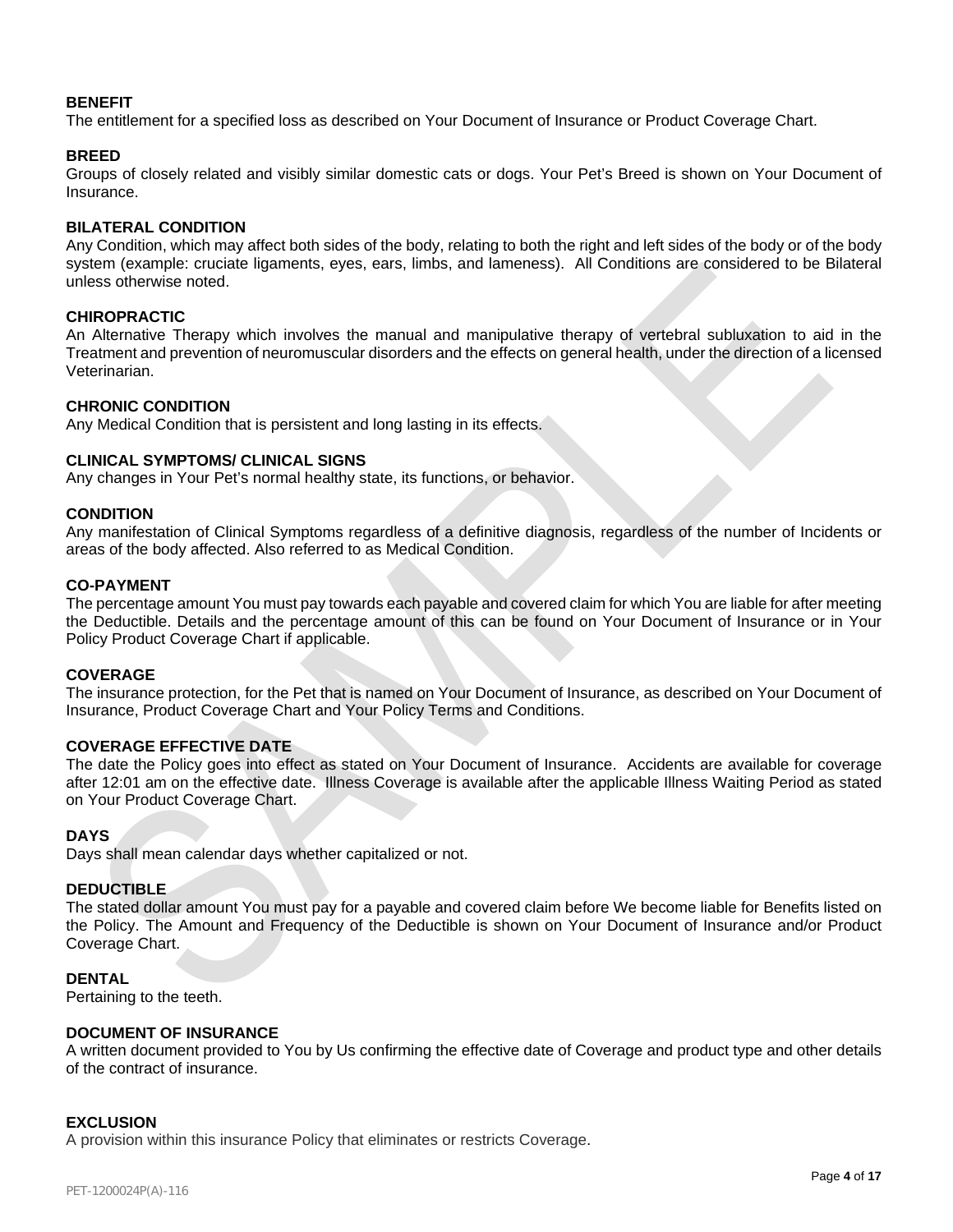### BENEFIT

The entitlement for a specified loss as described on Your Document of Insurance or Product Coverage Chart.

### BREED

Groups of closely related and visibly similar domestic cats or dogs. Your Pet's Breed is shown on Your Document of Insurance.

### BILATERAL CONDITION

Any Condition, which may affect both sides of the body, relating to both the right and left sides of the body or of the body system (example: cruciate ligaments, eyes, ears, limbs, and lameness). All Conditions are considered to be Bilateral unless otherwise noted.

### CHIROPRACTIC

An Alternative Therapy which involves the manual and manipulative therapy of vertebral subluxation to aid in the Treatment and prevention of neuromuscular disorders and the effects on general health, under the direction of a licensed Veterinarian.

### CHRONIC CONDITION

Any Medical Condition that is persistent and long lasting in its effects.

### CLINICAL SYMPTOMS/ CLINICAL SIGNS

Any changes in Your Pet's normal healthy state, its functions, or behavior.

### CONDITION

Any manifestation of Clinical Symptoms regardless of a definitive diagnosis, regardless of the number of Incidents or areas of the body affected. Also referred to as Medical Condition.

### CO-PAYMENT

The percentage amount You must pay towards each payable and covered claim for which You are liable for after meeting the Deductible. Details and the percentage amount of this can be found on Your Document of Insurance or in Your Policy Product Coverage Chart if applicable.

### COVERAGE

The insurance protection, for the Pet that is named on Your Document of Insurance, as described on Your Document of Insurance, Product Coverage Chart and Your Policy Terms and Conditions.

### COVERAGE EFFECTIVE DATE

The date the Policy goes into effect as stated on Your Document of Insurance. Accidents are available for coverage after 12:01 am on the effective date. Illness Coverage is available after the applicable Illness Waiting Period as stated on Your Product Coverage Chart.

### DAYS

Days shall mean calendar days whether capitalized or not.

### DEDUCTIBLE

The stated dollar amount You must pay for a payable and covered claim before We become liable for Benefits listed on the Policy. The Amount and Frequency of the Deductible is shown on Your Document of Insurance and/or Product Coverage Chart.

### DENTAL

Pertaining to the teeth.

### DOCUMENT OF INSURANCE

A written document provided to You by Us confirming the effective date of Coverage and product type and other details of the contract of insurance.

### EXCLUSION

A provision within this insurance Policy that eliminates or restricts Coverage.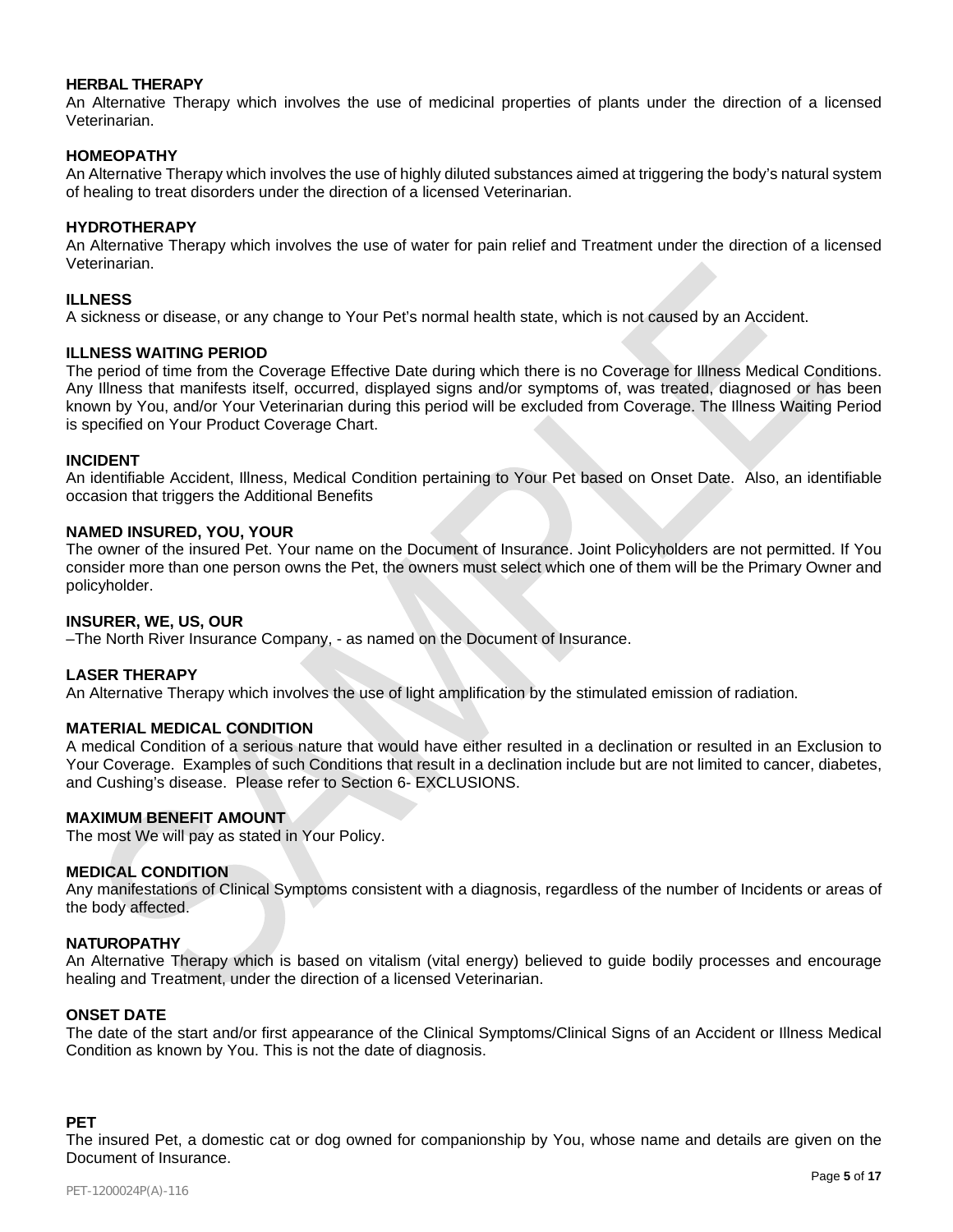**HERBAL THERAPY**
An Alternative Therapy which involves the use of medicinal properties of plants under the direction of a licensed Veterinarian.

**HOMEOPATHY**
An Alternative Therapy which involves the use of highly diluted substances aimed at triggering the body's natural system of healing to treat disorders under the direction of a licensed Veterinarian.

**HYDROTHERAPY**
An Alternative Therapy which involves the use of water for pain relief and Treatment under the direction of a licensed Veterinarian.

**ILLNESS**
A sickness or disease, or any change to Your Pet's normal health state, which is not caused by an Accident.

**ILLNESS WAITING PERIOD**
The period of time from the Coverage Effective Date during which there is no Coverage for Illness Medical Conditions. Any Illness that manifests itself, occurred, displayed signs and/or symptoms of, was treated, diagnosed or has been known by You, and/or Your Veterinarian during this period will be excluded from Coverage. The Illness Waiting Period is specified on Your Product Coverage Chart.

**INCIDENT**
An identifiable Accident, Illness, Medical Condition pertaining to Your Pet based on Onset Date. Also, an identifiable occasion that triggers the Additional Benefits

**NAMED INSURED, YOU, YOUR**
The owner of the insured Pet. Your name on the Document of Insurance. Joint Policyholders are not permitted. If You consider more than one person owns the Pet, the owners must select which one of them will be the Primary Owner and policyholder.

**INSURER, WE, US, OUR**
–The North River Insurance Company, - as named on the Document of Insurance.

**LASER THERAPY**
An Alternative Therapy which involves the use of light amplification by the stimulated emission of radiation.

**MATERIAL MEDICAL CONDITION**
A medical Condition of a serious nature that would have either resulted in a declination or resulted in an Exclusion to Your Coverage. Examples of such Conditions that result in a declination include but are not limited to cancer, diabetes, and Cushing's disease. Please refer to Section 6- EXCLUSIONS.

**MAXIMUM BENEFIT AMOUNT**
The most We will pay as stated in Your Policy.

**MEDICAL CONDITION**
Any manifestations of Clinical Symptoms consistent with a diagnosis, regardless of the number of Incidents or areas of the body affected.

**NATUROPATHY**
An Alternative Therapy which is based on vitalism (vital energy) believed to guide bodily processes and encourage healing and Treatment, under the direction of a licensed Veterinarian.

**ONSET DATE**
The date of the start and/or first appearance of the Clinical Symptoms/Clinical Signs of an Accident or Illness Medical Condition as known by You. This is not the date of diagnosis.

**PET**
The insured Pet, a domestic cat or dog owned for companionship by You, whose name and details are given on the Document of Insurance.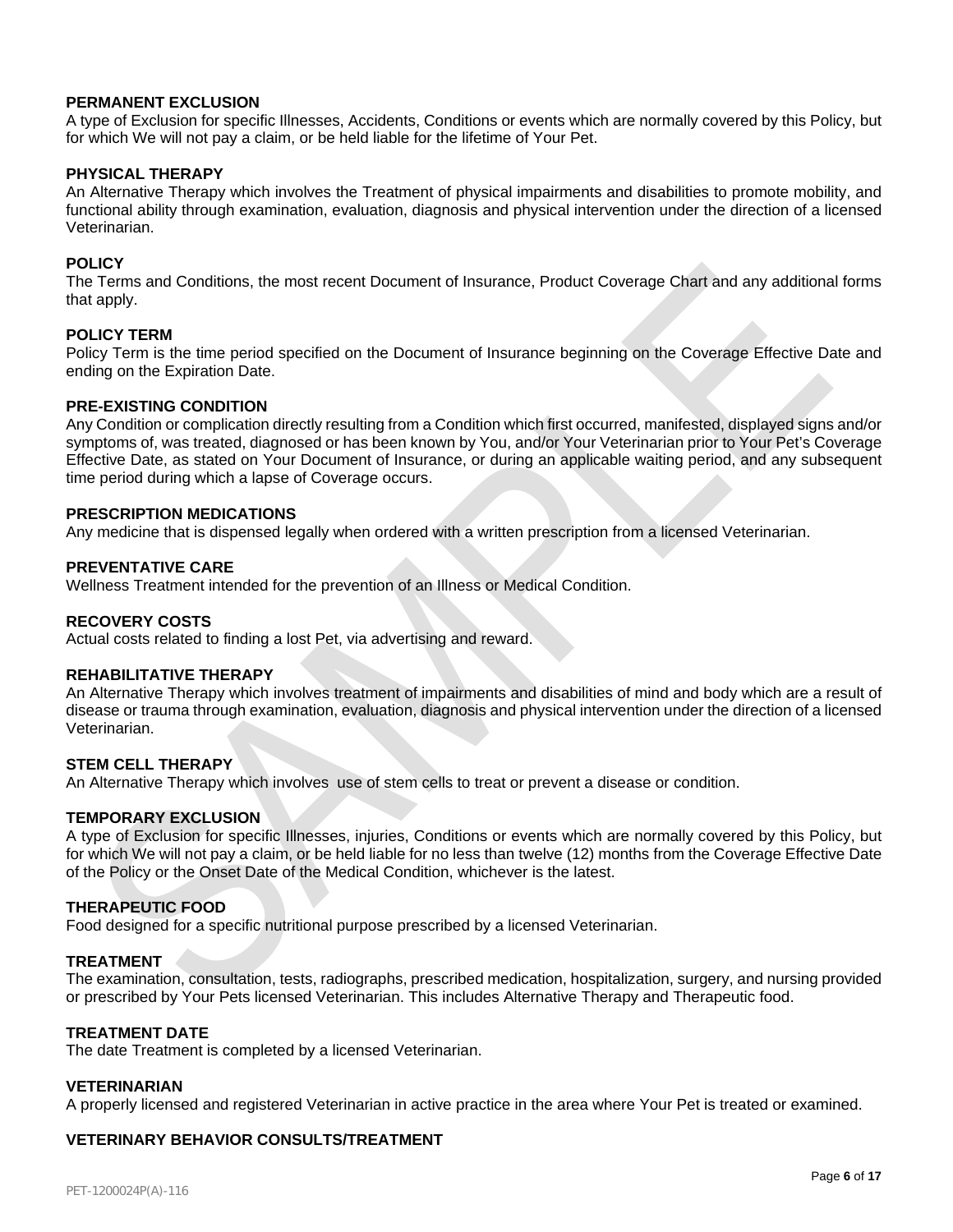**PERMANENT EXCLUSION**
A type of Exclusion for specific Illnesses, Accidents, Conditions or events which are normally covered by this Policy, but for which We will not pay a claim, or be held liable for the lifetime of Your Pet.

**PHYSICAL THERAPY**
An Alternative Therapy which involves the Treatment of physical impairments and disabilities to promote mobility, and functional ability through examination, evaluation, diagnosis and physical intervention under the direction of a licensed Veterinarian.

**POLICY**
The Terms and Conditions, the most recent Document of Insurance, Product Coverage Chart and any additional forms that apply.

**POLICY TERM**
Policy Term is the time period specified on the Document of Insurance beginning on the Coverage Effective Date and ending on the Expiration Date.

**PRE-EXISTING CONDITION**
Any Condition or complication directly resulting from a Condition which first occurred, manifested, displayed signs and/or symptoms of, was treated, diagnosed or has been known by You, and/or Your Veterinarian prior to Your Pet's Coverage Effective Date, as stated on Your Document of Insurance, or during an applicable waiting period, and any subsequent time period during which a lapse of Coverage occurs.

**PRESCRIPTION MEDICATIONS**
Any medicine that is dispensed legally when ordered with a written prescription from a licensed Veterinarian.

**PREVENTATIVE CARE**
Wellness Treatment intended for the prevention of an Illness or Medical Condition.

**RECOVERY COSTS**
Actual costs related to finding a lost Pet, via advertising and reward.

**REHABILITATIVE THERAPY**
An Alternative Therapy which involves treatment of impairments and disabilities of mind and body which are a result of disease or trauma through examination, evaluation, diagnosis and physical intervention under the direction of a licensed Veterinarian.

**STEM CELL THERAPY**
An Alternative Therapy which involves use of stem cells to treat or prevent a disease or condition.

**TEMPORARY EXCLUSION**
A type of Exclusion for specific Illnesses, injuries, Conditions or events which are normally covered by this Policy, but for which We will not pay a claim, or be held liable for no less than twelve (12) months from the Coverage Effective Date of the Policy or the Onset Date of the Medical Condition, whichever is the latest.

**THERAPEUTIC FOOD**
Food designed for a specific nutritional purpose prescribed by a licensed Veterinarian.

**TREATMENT**
The examination, consultation, tests, radiographs, prescribed medication, hospitalization, surgery, and nursing provided or prescribed by Your Pets licensed Veterinarian. This includes Alternative Therapy and Therapeutic food.

**TREATMENT DATE**
The date Treatment is completed by a licensed Veterinarian.

**VETERINARIAN**
A properly licensed and registered Veterinarian in active practice in the area where Your Pet is treated or examined.

**VETERINARY BEHAVIOR CONSULTS/TREATMENT**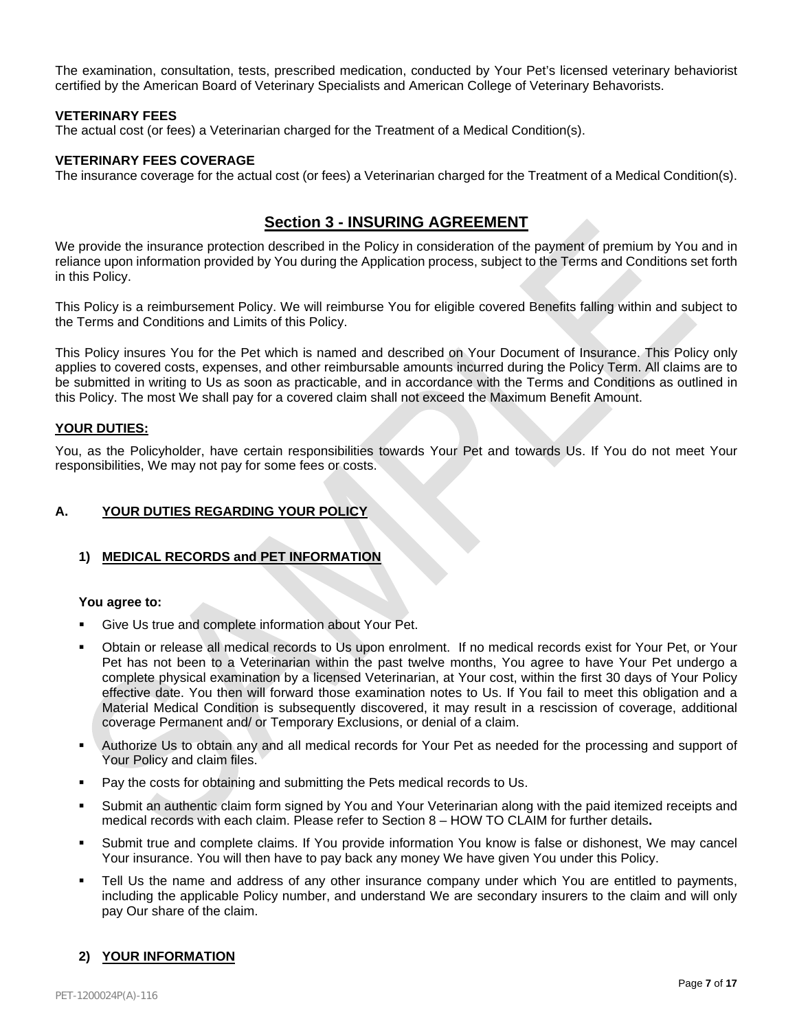The examination, consultation, tests, prescribed medication, conducted by Your Pet's licensed veterinary behaviorist certified by the American Board of Veterinary Specialists and American College of Veterinary Behavorists.

**VETERINARY FEES**
The actual cost (or fees) a Veterinarian charged for the Treatment of a Medical Condition(s).

**VETERINARY FEES COVERAGE**
The insurance coverage for the actual cost (or fees) a Veterinarian charged for the Treatment of a Medical Condition(s).

## Section 3 - INSURING AGREEMENT

We provide the insurance protection described in the Policy in consideration of the payment of premium by You and in reliance upon information provided by You during the Application process, subject to the Terms and Conditions set forth in this Policy.

This Policy is a reimbursement Policy. We will reimburse You for eligible covered Benefits falling within and subject to the Terms and Conditions and Limits of this Policy.

This Policy insures You for the Pet which is named and described on Your Document of Insurance. This Policy only applies to covered costs, expenses, and other reimbursable amounts incurred during the Policy Term. All claims are to be submitted in writing to Us as soon as practicable, and in accordance with the Terms and Conditions as outlined in this Policy. The most We shall pay for a covered claim shall not exceed the Maximum Benefit Amount.

**YOUR DUTIES:**

You, as the Policyholder, have certain responsibilities towards Your Pet and towards Us. If You do not meet Your responsibilities, We may not pay for some fees or costs.

### A. YOUR DUTIES REGARDING YOUR POLICY

#### 1) MEDICAL RECORDS and PET INFORMATION

**You agree to:**

- Give Us true and complete information about Your Pet.
- Obtain or release all medical records to Us upon enrolment. If no medical records exist for Your Pet, or Your Pet has not been to a Veterinarian within the past twelve months, You agree to have Your Pet undergo a complete physical examination by a licensed Veterinarian, at Your cost, within the first 30 days of Your Policy effective date. You then will forward those examination notes to Us. If You fail to meet this obligation and a Material Medical Condition is subsequently discovered, it may result in a rescission of coverage, additional coverage Permanent and/ or Temporary Exclusions, or denial of a claim.
- Authorize Us to obtain any and all medical records for Your Pet as needed for the processing and support of Your Policy and claim files.
- Pay the costs for obtaining and submitting the Pets medical records to Us.
- Submit an authentic claim form signed by You and Your Veterinarian along with the paid itemized receipts and medical records with each claim. Please refer to Section 8 – HOW TO CLAIM for further details**.**
- Submit true and complete claims. If You provide information You know is false or dishonest, We may cancel Your insurance. You will then have to pay back any money We have given You under this Policy.
- Tell Us the name and address of any other insurance company under which You are entitled to payments, including the applicable Policy number, and understand We are secondary insurers to the claim and will only pay Our share of the claim.

#### 2) YOUR INFORMATION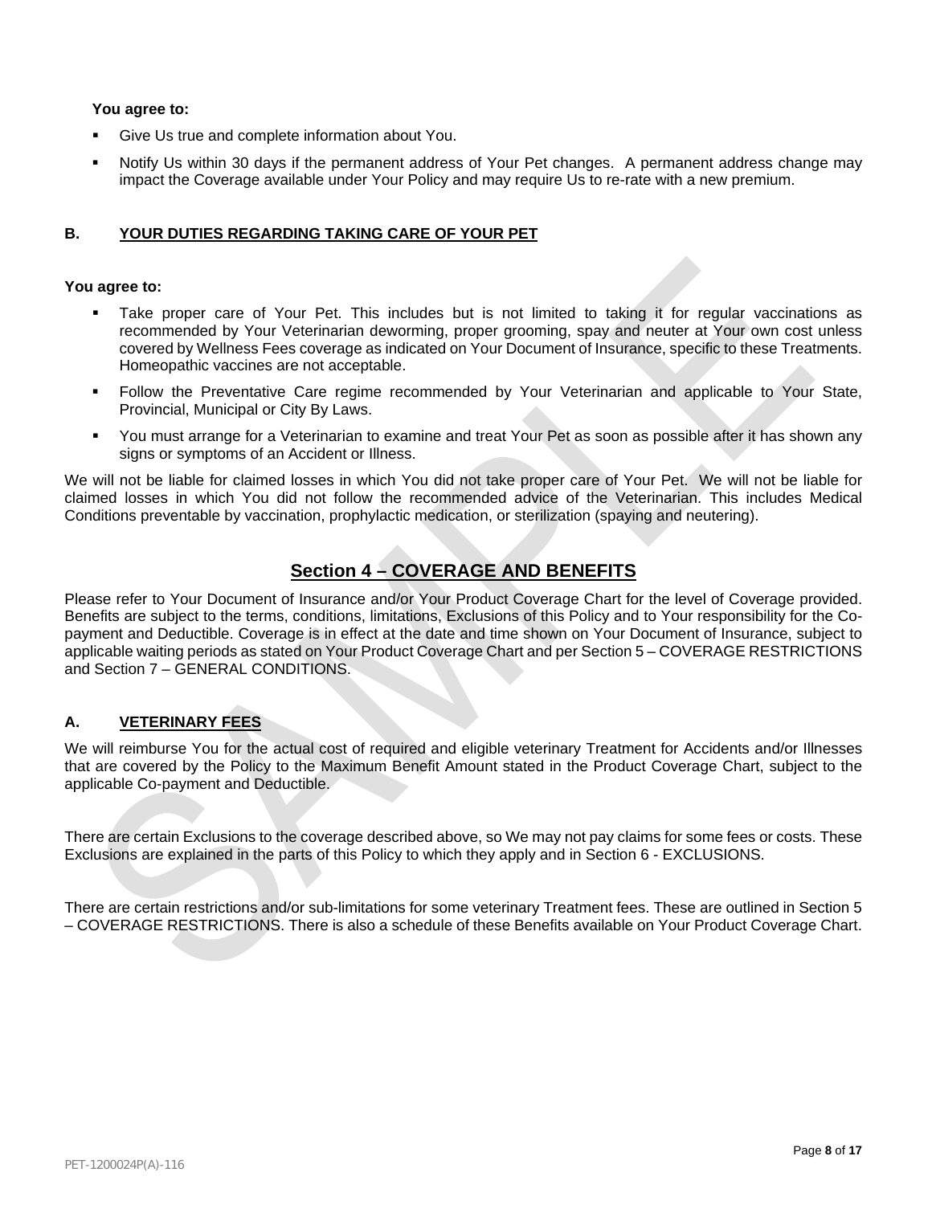**You agree to:**

- Give Us true and complete information about You.
- Notify Us within 30 days if the permanent address of Your Pet changes. A permanent address change may impact the Coverage available under Your Policy and may require Us to re-rate with a new premium.

### B. YOUR DUTIES REGARDING TAKING CARE OF YOUR PET

**You agree to:**

- Take proper care of Your Pet. This includes but is not limited to taking it for regular vaccinations as recommended by Your Veterinarian deworming, proper grooming, spay and neuter at Your own cost unless covered by Wellness Fees coverage as indicated on Your Document of Insurance, specific to these Treatments. Homeopathic vaccines are not acceptable.
- Follow the Preventative Care regime recommended by Your Veterinarian and applicable to Your State, Provincial, Municipal or City By Laws.
- You must arrange for a Veterinarian to examine and treat Your Pet as soon as possible after it has shown any signs or symptoms of an Accident or Illness.

We will not be liable for claimed losses in which You did not take proper care of Your Pet. We will not be liable for claimed losses in which You did not follow the recommended advice of the Veterinarian. This includes Medical Conditions preventable by vaccination, prophylactic medication, or sterilization (spaying and neutering).

## Section 4 – COVERAGE AND BENEFITS

Please refer to Your Document of Insurance and/or Your Product Coverage Chart for the level of Coverage provided. Benefits are subject to the terms, conditions, limitations, Exclusions of this Policy and to Your responsibility for the Co-payment and Deductible. Coverage is in effect at the date and time shown on Your Document of Insurance, subject to applicable waiting periods as stated on Your Product Coverage Chart and per Section 5 – COVERAGE RESTRICTIONS and Section 7 – GENERAL CONDITIONS.

### A. VETERINARY FEES

We will reimburse You for the actual cost of required and eligible veterinary Treatment for Accidents and/or Illnesses that are covered by the Policy to the Maximum Benefit Amount stated in the Product Coverage Chart, subject to the applicable Co-payment and Deductible.

There are certain Exclusions to the coverage described above, so We may not pay claims for some fees or costs. These Exclusions are explained in the parts of this Policy to which they apply and in Section 6 - EXCLUSIONS.

There are certain restrictions and/or sub-limitations for some veterinary Treatment fees. These are outlined in Section 5 – COVERAGE RESTRICTIONS. There is also a schedule of these Benefits available on Your Product Coverage Chart.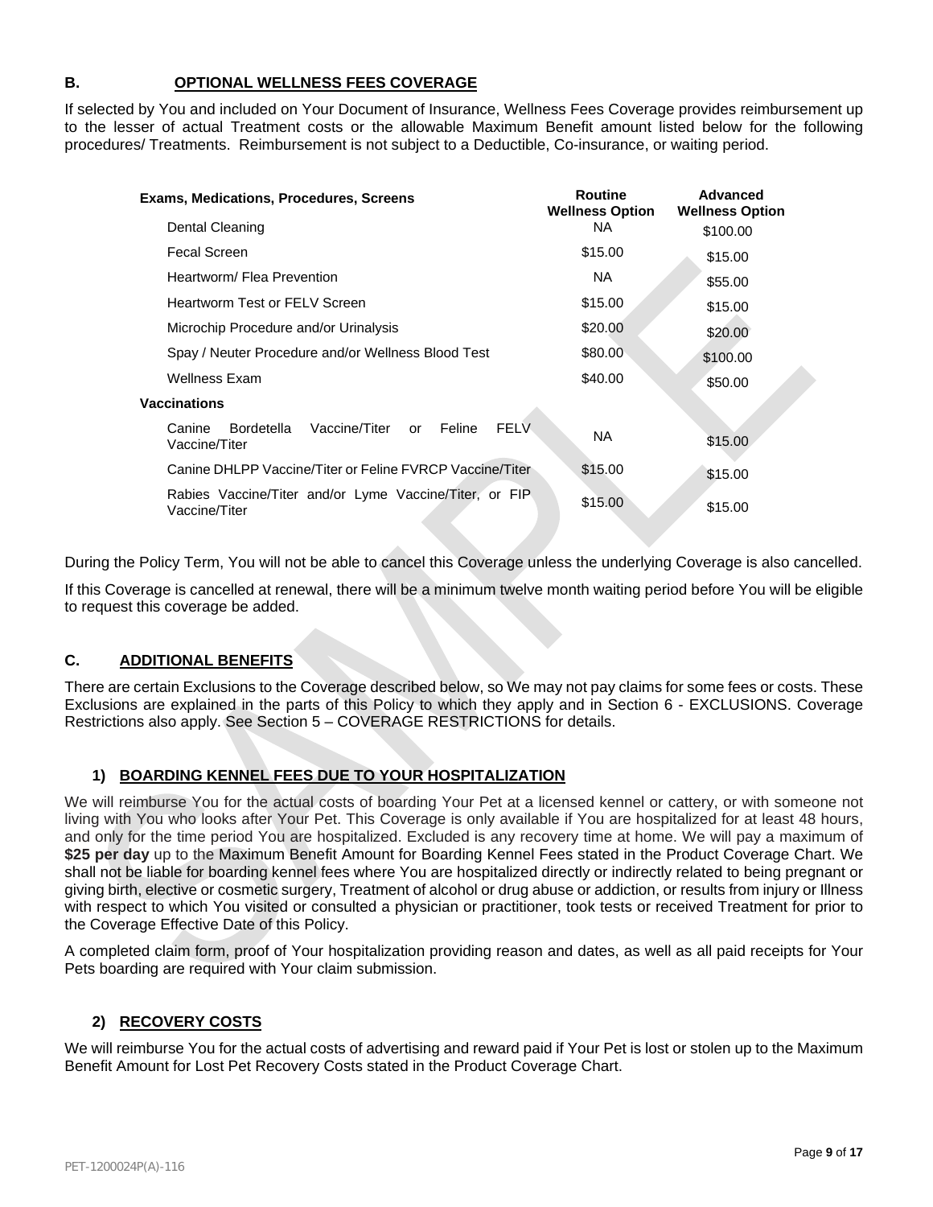## B. OPTIONAL WELLNESS FEES COVERAGE

If selected by You and included on Your Document of Insurance, Wellness Fees Coverage provides reimbursement up to the lesser of actual Treatment costs or the allowable Maximum Benefit amount listed below for the following procedures/ Treatments. Reimbursement is not subject to a Deductible, Co-insurance, or waiting period.

| Exams, Medications, Procedures, Screens | Routine Wellness Option | Advanced Wellness Option |
|---|---|---|
| Dental Cleaning | NA | $100.00 |
| Fecal Screen | $15.00 | $15.00 |
| Heartworm/ Flea Prevention | NA | $55.00 |
| Heartworm Test or FELV Screen | $15.00 | $15.00 |
| Microchip Procedure and/or Urinalysis | $20.00 | $20.00 |
| Spay / Neuter Procedure and/or Wellness Blood Test | $80.00 | $100.00 |
| Wellness Exam | $40.00 | $50.00 |
| **Vaccinations** | | |
| Canine Bordetella Vaccine/Titer or Feline FELV Vaccine/Titer | NA | $15.00 |
| Canine DHLPP Vaccine/Titer or Feline FVRCP Vaccine/Titer | $15.00 | $15.00 |
| Rabies Vaccine/Titer and/or Lyme Vaccine/Titer, or FIP Vaccine/Titer | $15.00 | $15.00 |

During the Policy Term, You will not be able to cancel this Coverage unless the underlying Coverage is also cancelled.

If this Coverage is cancelled at renewal, there will be a minimum twelve month waiting period before You will be eligible to request this coverage be added.

## C. ADDITIONAL BENEFITS

There are certain Exclusions to the Coverage described below, so We may not pay claims for some fees or costs. These Exclusions are explained in the parts of this Policy to which they apply and in Section 6 - EXCLUSIONS. Coverage Restrictions also apply. See Section 5 – COVERAGE RESTRICTIONS for details.

### 1) BOARDING KENNEL FEES DUE TO YOUR HOSPITALIZATION

We will reimburse You for the actual costs of boarding Your Pet at a licensed kennel or cattery, or with someone not living with You who looks after Your Pet. This Coverage is only available if You are hospitalized for at least 48 hours, and only for the time period You are hospitalized. Excluded is any recovery time at home. We will pay a maximum of **$25 per day** up to the Maximum Benefit Amount for Boarding Kennel Fees stated in the Product Coverage Chart. We shall not be liable for boarding kennel fees where You are hospitalized directly or indirectly related to being pregnant or giving birth, elective or cosmetic surgery, Treatment of alcohol or drug abuse or addiction, or results from injury or Illness with respect to which You visited or consulted a physician or practitioner, took tests or received Treatment for prior to the Coverage Effective Date of this Policy.

A completed claim form, proof of Your hospitalization providing reason and dates, as well as all paid receipts for Your Pets boarding are required with Your claim submission.

### 2) RECOVERY COSTS

We will reimburse You for the actual costs of advertising and reward paid if Your Pet is lost or stolen up to the Maximum Benefit Amount for Lost Pet Recovery Costs stated in the Product Coverage Chart.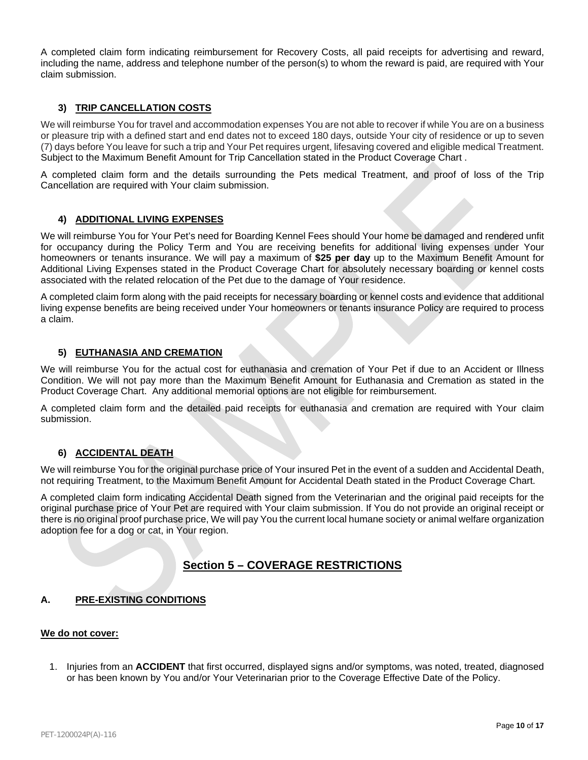A completed claim form indicating reimbursement for Recovery Costs, all paid receipts for advertising and reward, including the name, address and telephone number of the person(s) to whom the reward is paid, are required with Your claim submission.

### 3) TRIP CANCELLATION COSTS

We will reimburse You for travel and accommodation expenses You are not able to recover if while You are on a business or pleasure trip with a defined start and end dates not to exceed 180 days, outside Your city of residence or up to seven (7) days before You leave for such a trip and Your Pet requires urgent, lifesaving covered and eligible medical Treatment. Subject to the Maximum Benefit Amount for Trip Cancellation stated in the Product Coverage Chart .

A completed claim form and the details surrounding the Pets medical Treatment, and proof of loss of the Trip Cancellation are required with Your claim submission.

### 4) ADDITIONAL LIVING EXPENSES

We will reimburse You for Your Pet's need for Boarding Kennel Fees should Your home be damaged and rendered unfit for occupancy during the Policy Term and You are receiving benefits for additional living expenses under Your homeowners or tenants insurance. We will pay a maximum of **$25 per day** up to the Maximum Benefit Amount for Additional Living Expenses stated in the Product Coverage Chart for absolutely necessary boarding or kennel costs associated with the related relocation of the Pet due to the damage of Your residence.

A completed claim form along with the paid receipts for necessary boarding or kennel costs and evidence that additional living expense benefits are being received under Your homeowners or tenants insurance Policy are required to process a claim.

### 5) EUTHANASIA AND CREMATION

We will reimburse You for the actual cost for euthanasia and cremation of Your Pet if due to an Accident or Illness Condition. We will not pay more than the Maximum Benefit Amount for Euthanasia and Cremation as stated in the Product Coverage Chart. Any additional memorial options are not eligible for reimbursement.

A completed claim form and the detailed paid receipts for euthanasia and cremation are required with Your claim submission.

### 6) ACCIDENTAL DEATH

We will reimburse You for the original purchase price of Your insured Pet in the event of a sudden and Accidental Death, not requiring Treatment, to the Maximum Benefit Amount for Accidental Death stated in the Product Coverage Chart.

A completed claim form indicating Accidental Death signed from the Veterinarian and the original paid receipts for the original purchase price of Your Pet are required with Your claim submission. If You do not provide an original receipt or there is no original proof purchase price, We will pay You the current local humane society or animal welfare organization adoption fee for a dog or cat, in Your region.

## Section 5 – COVERAGE RESTRICTIONS

### A. PRE-EXISTING CONDITIONS

**We do not cover:**

1. Injuries from an **ACCIDENT** that first occurred, displayed signs and/or symptoms, was noted, treated, diagnosed or has been known by You and/or Your Veterinarian prior to the Coverage Effective Date of the Policy.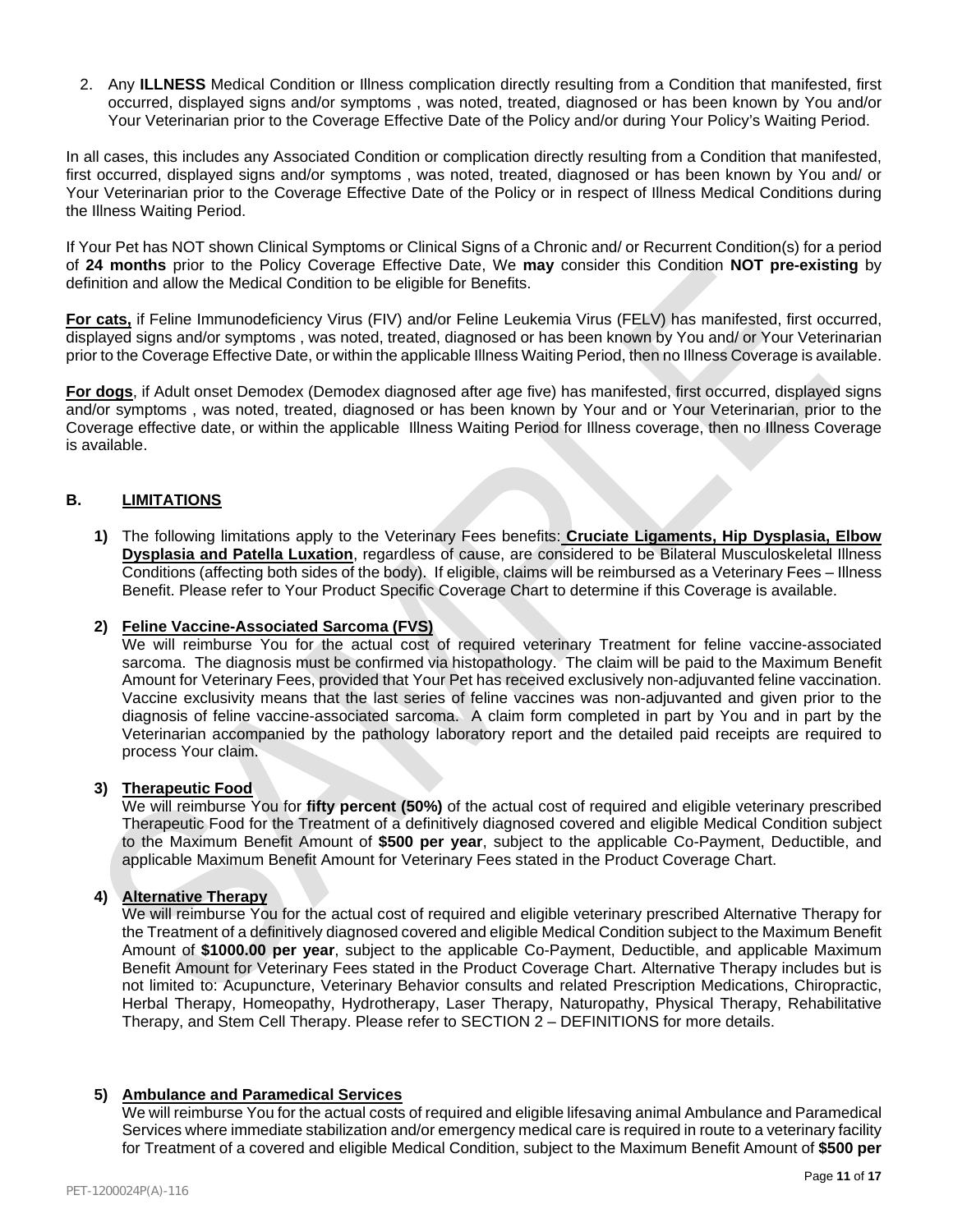2. Any **ILLNESS** Medical Condition or Illness complication directly resulting from a Condition that manifested, first occurred, displayed signs and/or symptoms , was noted, treated, diagnosed or has been known by You and/or Your Veterinarian prior to the Coverage Effective Date of the Policy and/or during Your Policy's Waiting Period.

In all cases, this includes any Associated Condition or complication directly resulting from a Condition that manifested, first occurred, displayed signs and/or symptoms , was noted, treated, diagnosed or has been known by You and/ or Your Veterinarian prior to the Coverage Effective Date of the Policy or in respect of Illness Medical Conditions during the Illness Waiting Period.

If Your Pet has NOT shown Clinical Symptoms or Clinical Signs of a Chronic and/ or Recurrent Condition(s) for a period of **24 months** prior to the Policy Coverage Effective Date, We **may** consider this Condition **NOT pre-existing** by definition and allow the Medical Condition to be eligible for Benefits.

**For cats,** if Feline Immunodeficiency Virus (FIV) and/or Feline Leukemia Virus (FELV) has manifested, first occurred, displayed signs and/or symptoms , was noted, treated, diagnosed or has been known by You and/ or Your Veterinarian prior to the Coverage Effective Date, or within the applicable Illness Waiting Period, then no Illness Coverage is available.

**For dogs**, if Adult onset Demodex (Demodex diagnosed after age five) has manifested, first occurred, displayed signs and/or symptoms , was noted, treated, diagnosed or has been known by Your and or Your Veterinarian, prior to the Coverage effective date, or within the applicable Illness Waiting Period for Illness coverage, then no Illness Coverage is available.

## B. LIMITATIONS

**1)** The following limitations apply to the Veterinary Fees benefits: **Cruciate Ligaments, Hip Dysplasia, Elbow Dysplasia and Patella Luxation**, regardless of cause, are considered to be Bilateral Musculoskeletal Illness Conditions (affecting both sides of the body). If eligible, claims will be reimbursed as a Veterinary Fees – Illness Benefit. Please refer to Your Product Specific Coverage Chart to determine if this Coverage is available.

**2) Feline Vaccine-Associated Sarcoma (FVS)**

We will reimburse You for the actual cost of required veterinary Treatment for feline vaccine-associated sarcoma. The diagnosis must be confirmed via histopathology. The claim will be paid to the Maximum Benefit Amount for Veterinary Fees, provided that Your Pet has received exclusively non-adjuvanted feline vaccination. Vaccine exclusivity means that the last series of feline vaccines was non-adjuvanted and given prior to the diagnosis of feline vaccine-associated sarcoma. A claim form completed in part by You and in part by the Veterinarian accompanied by the pathology laboratory report and the detailed paid receipts are required to process Your claim.

**3) Therapeutic Food**

We will reimburse You for **fifty percent (50%)** of the actual cost of required and eligible veterinary prescribed Therapeutic Food for the Treatment of a definitively diagnosed covered and eligible Medical Condition subject to the Maximum Benefit Amount of **$500 per year**, subject to the applicable Co-Payment, Deductible, and applicable Maximum Benefit Amount for Veterinary Fees stated in the Product Coverage Chart.

**4) Alternative Therapy**

We will reimburse You for the actual cost of required and eligible veterinary prescribed Alternative Therapy for the Treatment of a definitively diagnosed covered and eligible Medical Condition subject to the Maximum Benefit Amount of **$1000.00 per year**, subject to the applicable Co-Payment, Deductible, and applicable Maximum Benefit Amount for Veterinary Fees stated in the Product Coverage Chart. Alternative Therapy includes but is not limited to: Acupuncture, Veterinary Behavior consults and related Prescription Medications, Chiropractic, Herbal Therapy, Homeopathy, Hydrotherapy, Laser Therapy, Naturopathy, Physical Therapy, Rehabilitative Therapy, and Stem Cell Therapy. Please refer to SECTION 2 – DEFINITIONS for more details.

**5) Ambulance and Paramedical Services**

We will reimburse You for the actual costs of required and eligible lifesaving animal Ambulance and Paramedical Services where immediate stabilization and/or emergency medical care is required in route to a veterinary facility for Treatment of a covered and eligible Medical Condition, subject to the Maximum Benefit Amount of **$500 per**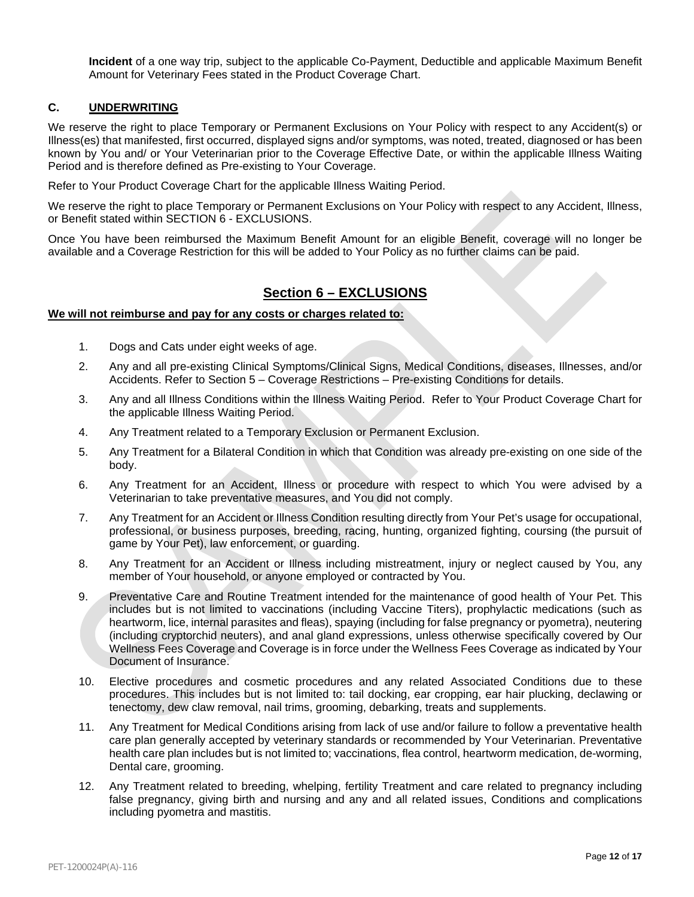**Incident** of a one way trip, subject to the applicable Co-Payment, Deductible and applicable Maximum Benefit Amount for Veterinary Fees stated in the Product Coverage Chart.

### C. UNDERWRITING

We reserve the right to place Temporary or Permanent Exclusions on Your Policy with respect to any Accident(s) or Illness(es) that manifested, first occurred, displayed signs and/or symptoms, was noted, treated, diagnosed or has been known by You and/ or Your Veterinarian prior to the Coverage Effective Date, or within the applicable Illness Waiting Period and is therefore defined as Pre-existing to Your Coverage.

Refer to Your Product Coverage Chart for the applicable Illness Waiting Period.

We reserve the right to place Temporary or Permanent Exclusions on Your Policy with respect to any Accident, Illness, or Benefit stated within SECTION 6 - EXCLUSIONS.

Once You have been reimbursed the Maximum Benefit Amount for an eligible Benefit, coverage will no longer be available and a Coverage Restriction for this will be added to Your Policy as no further claims can be paid.

## Section 6 – EXCLUSIONS

**We will not reimburse and pay for any costs or charges related to:**

1. Dogs and Cats under eight weeks of age.
2. Any and all pre-existing Clinical Symptoms/Clinical Signs, Medical Conditions, diseases, Illnesses, and/or Accidents. Refer to Section 5 – Coverage Restrictions – Pre-existing Conditions for details.
3. Any and all Illness Conditions within the Illness Waiting Period. Refer to Your Product Coverage Chart for the applicable Illness Waiting Period.
4. Any Treatment related to a Temporary Exclusion or Permanent Exclusion.
5. Any Treatment for a Bilateral Condition in which that Condition was already pre-existing on one side of the body.
6. Any Treatment for an Accident, Illness or procedure with respect to which You were advised by a Veterinarian to take preventative measures, and You did not comply.
7. Any Treatment for an Accident or Illness Condition resulting directly from Your Pet's usage for occupational, professional, or business purposes, breeding, racing, hunting, organized fighting, coursing (the pursuit of game by Your Pet), law enforcement, or guarding.
8. Any Treatment for an Accident or Illness including mistreatment, injury or neglect caused by You, any member of Your household, or anyone employed or contracted by You.
9. Preventative Care and Routine Treatment intended for the maintenance of good health of Your Pet. This includes but is not limited to vaccinations (including Vaccine Titers), prophylactic medications (such as heartworm, lice, internal parasites and fleas), spaying (including for false pregnancy or pyometra), neutering (including cryptorchid neuters), and anal gland expressions, unless otherwise specifically covered by Our Wellness Fees Coverage and Coverage is in force under the Wellness Fees Coverage as indicated by Your Document of Insurance.
10. Elective procedures and cosmetic procedures and any related Associated Conditions due to these procedures. This includes but is not limited to: tail docking, ear cropping, ear hair plucking, declawing or tenectomy, dew claw removal, nail trims, grooming, debarking, treats and supplements.
11. Any Treatment for Medical Conditions arising from lack of use and/or failure to follow a preventative health care plan generally accepted by veterinary standards or recommended by Your Veterinarian. Preventative health care plan includes but is not limited to; vaccinations, flea control, heartworm medication, de-worming, Dental care, grooming.
12. Any Treatment related to breeding, whelping, fertility Treatment and care related to pregnancy including false pregnancy, giving birth and nursing and any and all related issues, Conditions and complications including pyometra and mastitis.

PET-1200024P(A)-116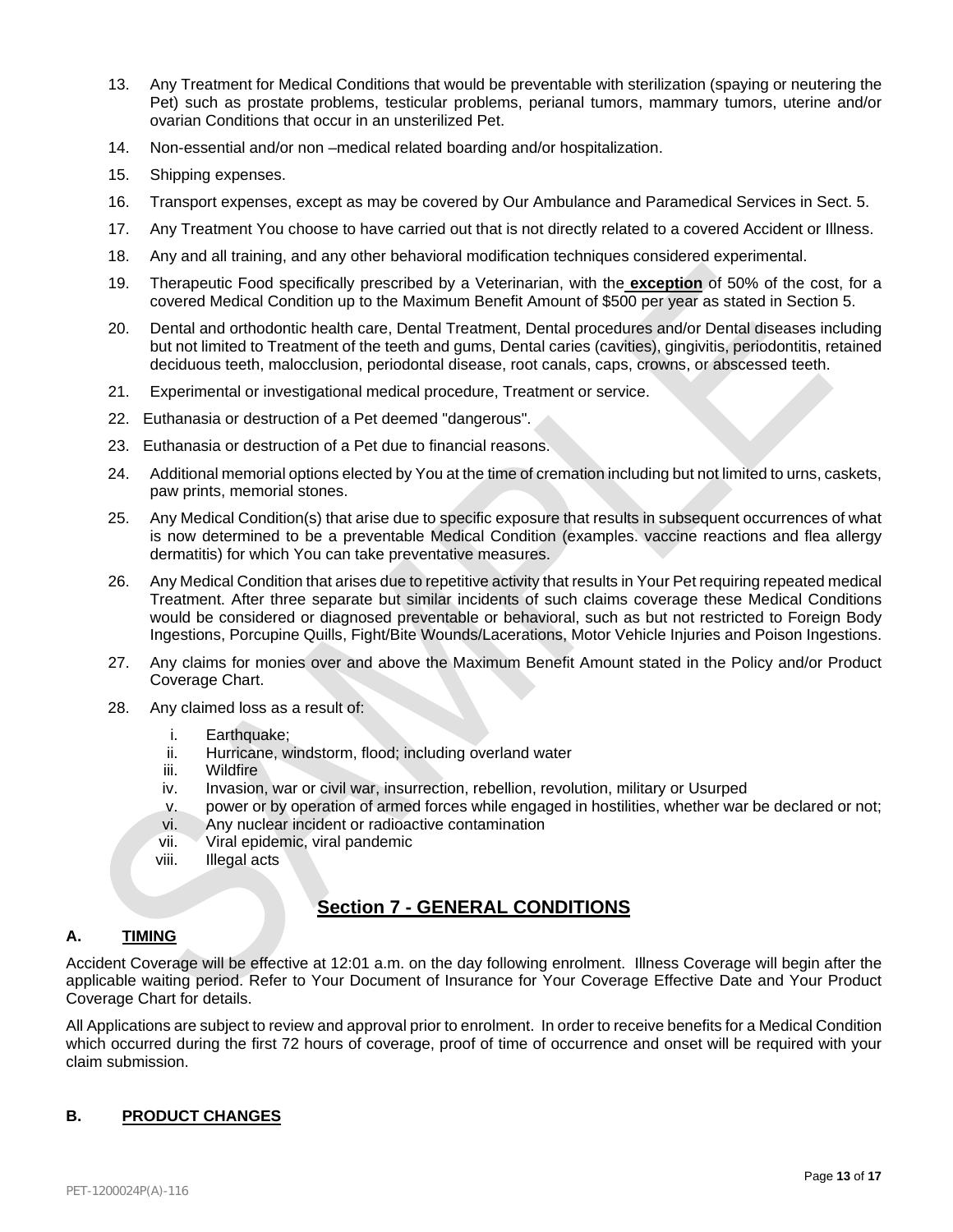13. Any Treatment for Medical Conditions that would be preventable with sterilization (spaying or neutering the Pet) such as prostate problems, testicular problems, perianal tumors, mammary tumors, uterine and/or ovarian Conditions that occur in an unsterilized Pet.
14. Non-essential and/or non –medical related boarding and/or hospitalization.
15. Shipping expenses.
16. Transport expenses, except as may be covered by Our Ambulance and Paramedical Services in Sect. 5.
17. Any Treatment You choose to have carried out that is not directly related to a covered Accident or Illness.
18. Any and all training, and any other behavioral modification techniques considered experimental.
19. Therapeutic Food specifically prescribed by a Veterinarian, with the **exception** of 50% of the cost, for a covered Medical Condition up to the Maximum Benefit Amount of $500 per year as stated in Section 5.
20. Dental and orthodontic health care, Dental Treatment, Dental procedures and/or Dental diseases including but not limited to Treatment of the teeth and gums, Dental caries (cavities), gingivitis, periodontitis, retained deciduous teeth, malocclusion, periodontal disease, root canals, caps, crowns, or abscessed teeth.
21. Experimental or investigational medical procedure, Treatment or service.
22. Euthanasia or destruction of a Pet deemed "dangerous".
23. Euthanasia or destruction of a Pet due to financial reasons.
24. Additional memorial options elected by You at the time of cremation including but not limited to urns, caskets, paw prints, memorial stones.
25. Any Medical Condition(s) that arise due to specific exposure that results in subsequent occurrences of what is now determined to be a preventable Medical Condition (examples. vaccine reactions and flea allergy dermatitis) for which You can take preventative measures.
26. Any Medical Condition that arises due to repetitive activity that results in Your Pet requiring repeated medical Treatment. After three separate but similar incidents of such claims coverage these Medical Conditions would be considered or diagnosed preventable or behavioral, such as but not restricted to Foreign Body Ingestions, Porcupine Quills, Fight/Bite Wounds/Lacerations, Motor Vehicle Injuries and Poison Ingestions.
27. Any claims for monies over and above the Maximum Benefit Amount stated in the Policy and/or Product Coverage Chart.
28. Any claimed loss as a result of:
    i. Earthquake;
    ii. Hurricane, windstorm, flood; including overland water
    iii. Wildfire
    iv. Invasion, war or civil war, insurrection, rebellion, revolution, military or Usurped
    v. power or by operation of armed forces while engaged in hostilities, whether war be declared or not;
    vi. Any nuclear incident or radioactive contamination
    vii. Viral epidemic, viral pandemic
    viii. Illegal acts

## Section 7 - GENERAL CONDITIONS

### A. TIMING

Accident Coverage will be effective at 12:01 a.m. on the day following enrolment. Illness Coverage will begin after the applicable waiting period. Refer to Your Document of Insurance for Your Coverage Effective Date and Your Product Coverage Chart for details.

All Applications are subject to review and approval prior to enrolment. In order to receive benefits for a Medical Condition which occurred during the first 72 hours of coverage, proof of time of occurrence and onset will be required with your claim submission.

### B. PRODUCT CHANGES

PET-1200024P(A)-116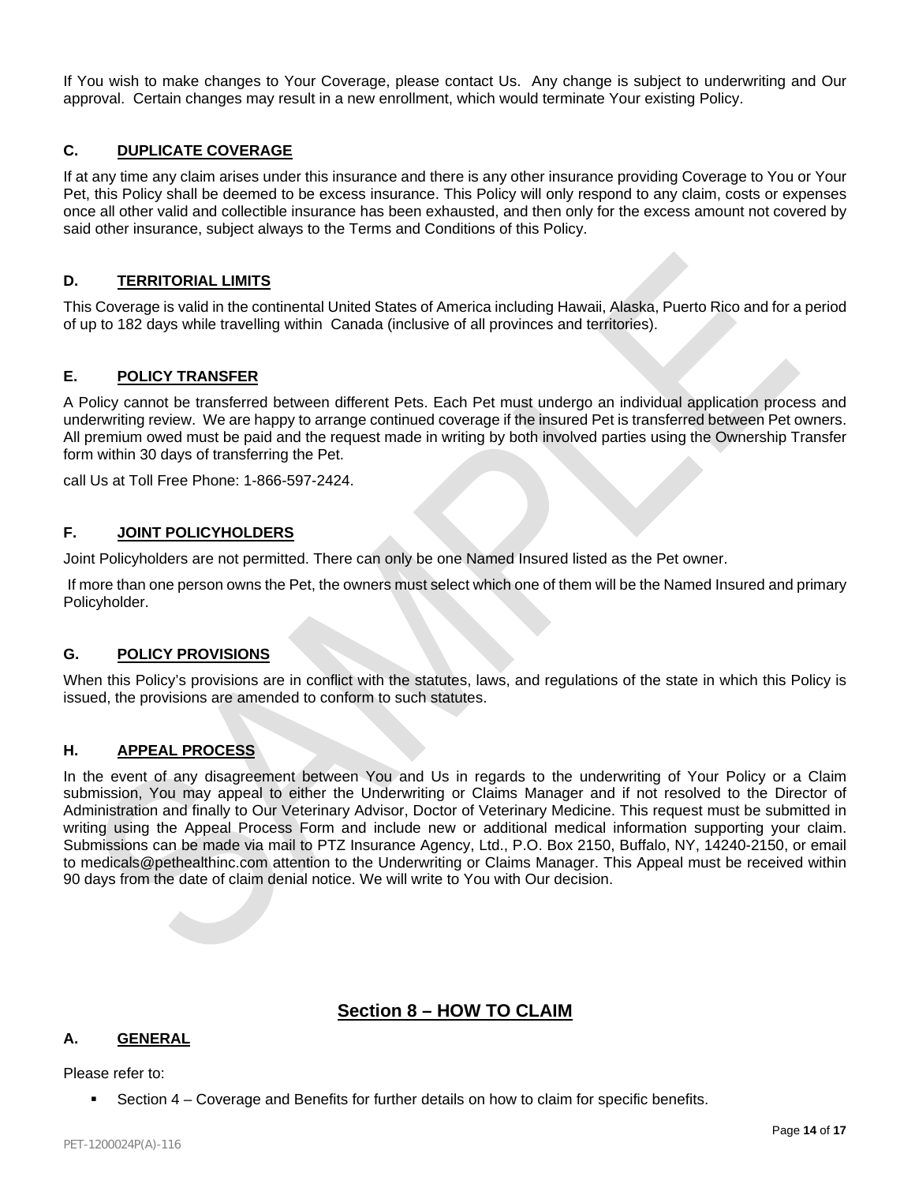If You wish to make changes to Your Coverage, please contact Us. Any change is subject to underwriting and Our approval. Certain changes may result in a new enrollment, which would terminate Your existing Policy.

### C. DUPLICATE COVERAGE

If at any time any claim arises under this insurance and there is any other insurance providing Coverage to You or Your Pet, this Policy shall be deemed to be excess insurance. This Policy will only respond to any claim, costs or expenses once all other valid and collectible insurance has been exhausted, and then only for the excess amount not covered by said other insurance, subject always to the Terms and Conditions of this Policy.

### D. TERRITORIAL LIMITS

This Coverage is valid in the continental United States of America including Hawaii, Alaska, Puerto Rico and for a period of up to 182 days while travelling within Canada (inclusive of all provinces and territories).

### E. POLICY TRANSFER

A Policy cannot be transferred between different Pets. Each Pet must undergo an individual application process and underwriting review. We are happy to arrange continued coverage if the insured Pet is transferred between Pet owners. All premium owed must be paid and the request made in writing by both involved parties using the Ownership Transfer form within 30 days of transferring the Pet.

call Us at Toll Free Phone: 1-866-597-2424.

### F. JOINT POLICYHOLDERS

Joint Policyholders are not permitted. There can only be one Named Insured listed as the Pet owner.

If more than one person owns the Pet, the owners must select which one of them will be the Named Insured and primary Policyholder.

### G. POLICY PROVISIONS

When this Policy's provisions are in conflict with the statutes, laws, and regulations of the state in which this Policy is issued, the provisions are amended to conform to such statutes.

### H. APPEAL PROCESS

In the event of any disagreement between You and Us in regards to the underwriting of Your Policy or a Claim submission, You may appeal to either the Underwriting or Claims Manager and if not resolved to the Director of Administration and finally to Our Veterinary Advisor, Doctor of Veterinary Medicine. This request must be submitted in writing using the Appeal Process Form and include new or additional medical information supporting your claim. Submissions can be made via mail to PTZ Insurance Agency, Ltd., P.O. Box 2150, Buffalo, NY, 14240-2150, or email to medicals@pethealthinc.com attention to the Underwriting or Claims Manager. This Appeal must be received within 90 days from the date of claim denial notice. We will write to You with Our decision.

## Section 8 – HOW TO CLAIM

### A. GENERAL

Please refer to:

- Section 4 – Coverage and Benefits for further details on how to claim for specific benefits.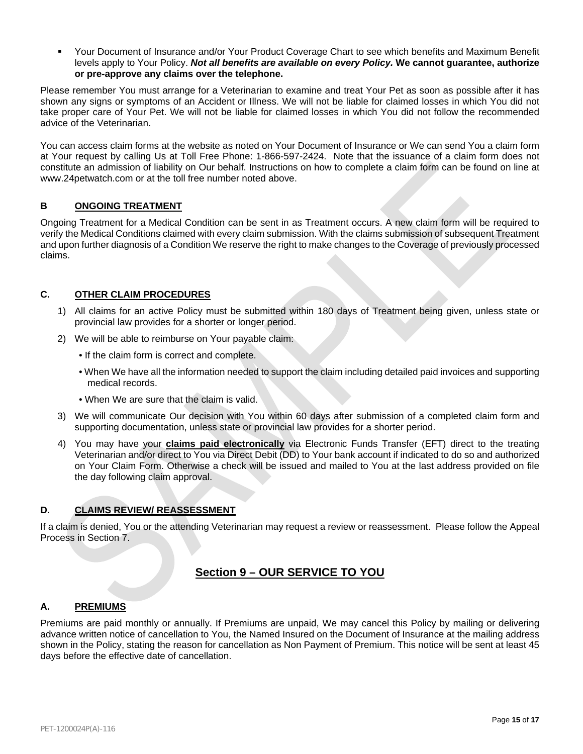- Your Document of Insurance and/or Your Product Coverage Chart to see which benefits and Maximum Benefit levels apply to Your Policy. ***Not all benefits are available on every Policy.*** **We cannot guarantee, authorize or pre-approve any claims over the telephone.**

Please remember You must arrange for a Veterinarian to examine and treat Your Pet as soon as possible after it has shown any signs or symptoms of an Accident or Illness. We will not be liable for claimed losses in which You did not take proper care of Your Pet. We will not be liable for claimed losses in which You did not follow the recommended advice of the Veterinarian.

You can access claim forms at the website as noted on Your Document of Insurance or We can send You a claim form at Your request by calling Us at Toll Free Phone: 1-866-597-2424. Note that the issuance of a claim form does not constitute an admission of liability on Our behalf. Instructions on how to complete a claim form can be found on line at www.24petwatch.com or at the toll free number noted above.

### B ONGOING TREATMENT

Ongoing Treatment for a Medical Condition can be sent in as Treatment occurs. A new claim form will be required to verify the Medical Conditions claimed with every claim submission. With the claims submission of subsequent Treatment and upon further diagnosis of a Condition We reserve the right to make changes to the Coverage of previously processed claims.

### C. OTHER CLAIM PROCEDURES

1) All claims for an active Policy must be submitted within 180 days of Treatment being given, unless state or provincial law provides for a shorter or longer period.
2) We will be able to reimburse on Your payable claim:
   - If the claim form is correct and complete.
   - When We have all the information needed to support the claim including detailed paid invoices and supporting medical records.
   - When We are sure that the claim is valid.
3) We will communicate Our decision with You within 60 days after submission of a completed claim form and supporting documentation, unless state or provincial law provides for a shorter period.
4) You may have your **claims paid electronically** via Electronic Funds Transfer (EFT) direct to the treating Veterinarian and/or direct to You via Direct Debit (DD) to Your bank account if indicated to do so and authorized on Your Claim Form. Otherwise a check will be issued and mailed to You at the last address provided on file the day following claim approval.

### D. CLAIMS REVIEW/ REASSESSMENT

If a claim is denied, You or the attending Veterinarian may request a review or reassessment. Please follow the Appeal Process in Section 7.

## Section 9 – OUR SERVICE TO YOU

### A. PREMIUMS

Premiums are paid monthly or annually. If Premiums are unpaid, We may cancel this Policy by mailing or delivering advance written notice of cancellation to You, the Named Insured on the Document of Insurance at the mailing address shown in the Policy, stating the reason for cancellation as Non Payment of Premium. This notice will be sent at least 45 days before the effective date of cancellation.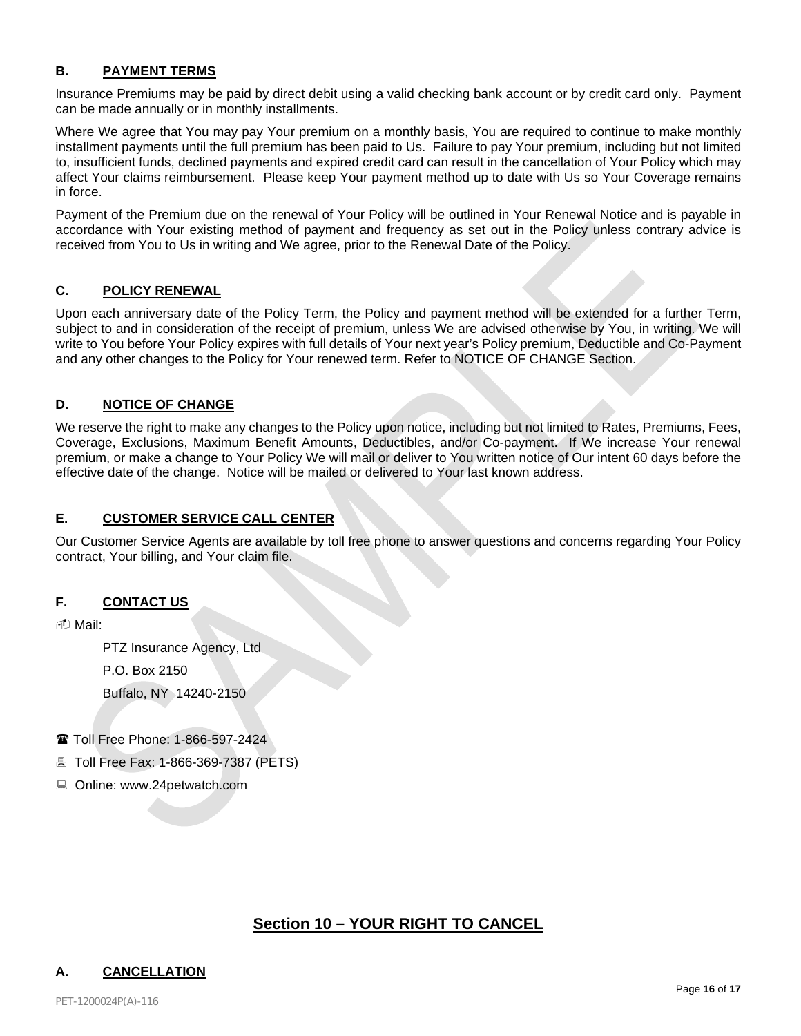### B. PAYMENT TERMS

Insurance Premiums may be paid by direct debit using a valid checking bank account or by credit card only. Payment can be made annually or in monthly installments.

Where We agree that You may pay Your premium on a monthly basis, You are required to continue to make monthly installment payments until the full premium has been paid to Us. Failure to pay Your premium, including but not limited to, insufficient funds, declined payments and expired credit card can result in the cancellation of Your Policy which may affect Your claims reimbursement. Please keep Your payment method up to date with Us so Your Coverage remains in force.

Payment of the Premium due on the renewal of Your Policy will be outlined in Your Renewal Notice and is payable in accordance with Your existing method of payment and frequency as set out in the Policy unless contrary advice is received from You to Us in writing and We agree, prior to the Renewal Date of the Policy.

### C. POLICY RENEWAL

Upon each anniversary date of the Policy Term, the Policy and payment method will be extended for a further Term, subject to and in consideration of the receipt of premium, unless We are advised otherwise by You, in writing. We will write to You before Your Policy expires with full details of Your next year's Policy premium, Deductible and Co-Payment and any other changes to the Policy for Your renewed term. Refer to NOTICE OF CHANGE Section.

### D. NOTICE OF CHANGE

We reserve the right to make any changes to the Policy upon notice, including but not limited to Rates, Premiums, Fees, Coverage, Exclusions, Maximum Benefit Amounts, Deductibles, and/or Co-payment. If We increase Your renewal premium, or make a change to Your Policy We will mail or deliver to You written notice of Our intent 60 days before the effective date of the change. Notice will be mailed or delivered to Your last known address.

### E. CUSTOMER SERVICE CALL CENTER

Our Customer Service Agents are available by toll free phone to answer questions and concerns regarding Your Policy contract, Your billing, and Your claim file.

### F. CONTACT US

📫 Mail:

PTZ Insurance Agency, Ltd
P.O. Box 2150
Buffalo, NY 14240-2150

☎ Toll Free Phone: 1-866-597-2424

🖷 Toll Free Fax: 1-866-369-7387 (PETS)

💻 Online: www.24petwatch.com

## Section 10 – YOUR RIGHT TO CANCEL

### A. CANCELLATION

PET-1200024P(A)-116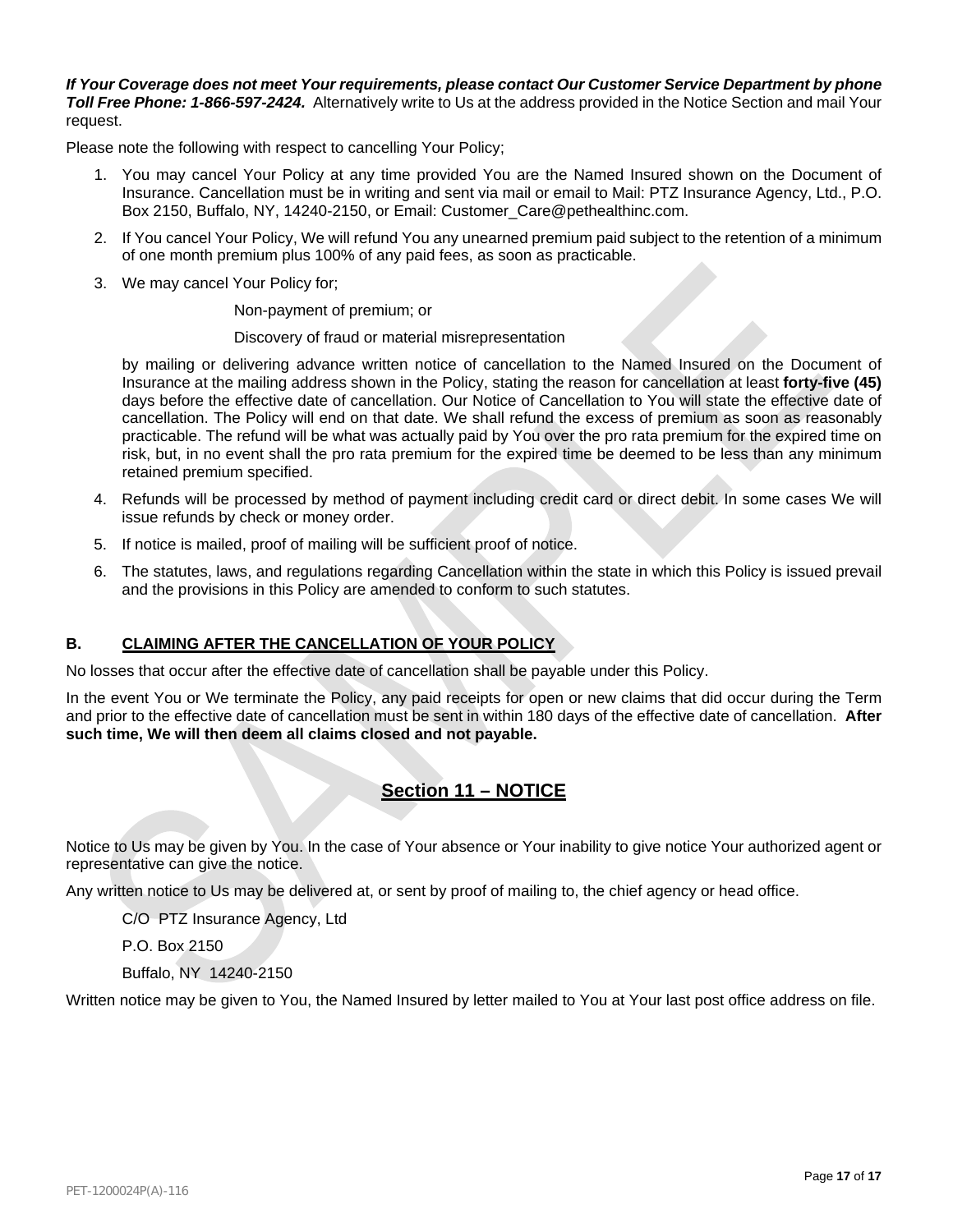***If Your Coverage does not meet Your requirements, please contact Our Customer Service Department by phone Toll Free Phone: 1-866-597-2424.*** Alternatively write to Us at the address provided in the Notice Section and mail Your request.

Please note the following with respect to cancelling Your Policy;

1. You may cancel Your Policy at any time provided You are the Named Insured shown on the Document of Insurance. Cancellation must be in writing and sent via mail or email to Mail: PTZ Insurance Agency, Ltd., P.O. Box 2150, Buffalo, NY, 14240-2150, or Email: Customer_Care@pethealthinc.com.
2. If You cancel Your Policy, We will refund You any unearned premium paid subject to the retention of a minimum of one month premium plus 100% of any paid fees, as soon as practicable.
3. We may cancel Your Policy for;

   Non-payment of premium; or

   Discovery of fraud or material misrepresentation

   by mailing or delivering advance written notice of cancellation to the Named Insured on the Document of Insurance at the mailing address shown in the Policy, stating the reason for cancellation at least **forty-five (45)** days before the effective date of cancellation. Our Notice of Cancellation to You will state the effective date of cancellation. The Policy will end on that date. We shall refund the excess of premium as soon as reasonably practicable. The refund will be what was actually paid by You over the pro rata premium for the expired time on risk, but, in no event shall the pro rata premium for the expired time be deemed to be less than any minimum retained premium specified.
4. Refunds will be processed by method of payment including credit card or direct debit. In some cases We will issue refunds by check or money order.
5. If notice is mailed, proof of mailing will be sufficient proof of notice.
6. The statutes, laws, and regulations regarding Cancellation within the state in which this Policy is issued prevail and the provisions in this Policy are amended to conform to such statutes.

### B. CLAIMING AFTER THE CANCELLATION OF YOUR POLICY

No losses that occur after the effective date of cancellation shall be payable under this Policy.

In the event You or We terminate the Policy, any paid receipts for open or new claims that did occur during the Term and prior to the effective date of cancellation must be sent in within 180 days of the effective date of cancellation. **After such time, We will then deem all claims closed and not payable.**

## Section 11 – NOTICE

Notice to Us may be given by You. In the case of Your absence or Your inability to give notice Your authorized agent or representative can give the notice.

Any written notice to Us may be delivered at, or sent by proof of mailing to, the chief agency or head office.

C/O PTZ Insurance Agency, Ltd

P.O. Box 2150

Buffalo, NY 14240-2150

Written notice may be given to You, the Named Insured by letter mailed to You at Your last post office address on file.

PET-1200024P(A)-116